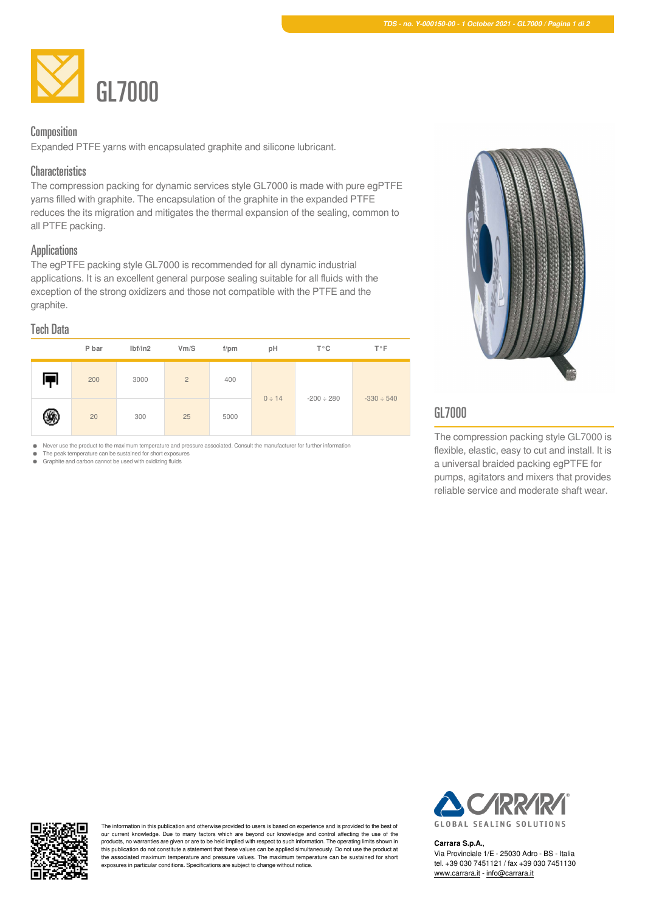# GL7000

## Composition

Expanded PTFE yarns with encapsulated graphite and silicone lubricant.

## Characteristics

The compression packing for dynamic services style GL7000 is made with pure egPTFE yarns filled with graphite. The encapsulation of the graphite in the expanded PTFE reduces the its migration and mitigates the thermal expansion of the sealing, common to all PTFE packing.

## Applications

The egPTFE packing style GL7000 is recommended for all dynamic industrial applications. It is an excellent general purpose sealing suitable for all fluids with the exception of the strong oxidizers and those not compatible with the PTFE and the graphite.

## Tech Data

| | P bar | lbf/in2 | Vm/S | f/pm | pH | T°C | T°F |
|---|---|---|---|---|---|---|---|
| | 200 | 3000 | 2 | 400 | 0 ÷ 14 | -200 ÷ 280 | -330 ÷ 540 |
| | 20 | 300 | 25 | 5000 | | | |

- Never use the product to the maximum temperature and pressure associated. Consult the manufacturer for further information
- The peak temperature can be sustained for short exposures
- Graphite and carbon cannot be used with oxidizing fluids

## GL7000

The compression packing style GL7000 is flexible, elastic, easy to cut and install. It is a universal braided packing egPTFE for pumps, agitators and mixers that provides reliable service and moderate shaft wear.

The information in this publication and otherwise provided to users is based on experience and is provided to the best of our current knowledge. Due to many factors which are beyond our knowledge and control affecting the use of the products, no warranties are given or are to be held implied with respect to such information. The operating limits shown in this publication do not constitute a statement that these values can be applied simultaneously. Do not use the product at the associated maximum temperature and pressure values. The maximum temperature can be sustained for short exposures in particular conditions. Specifications are subject to change without notice.

CARRARA GLOBAL SEALING SOLUTIONS

**Carrara S.p.A.**,
Via Provinciale 1/E - 25030 Adro - BS - Italia
tel. +39 030 7451121 / fax +39 030 7451130
www.carrara.it - info@carrara.it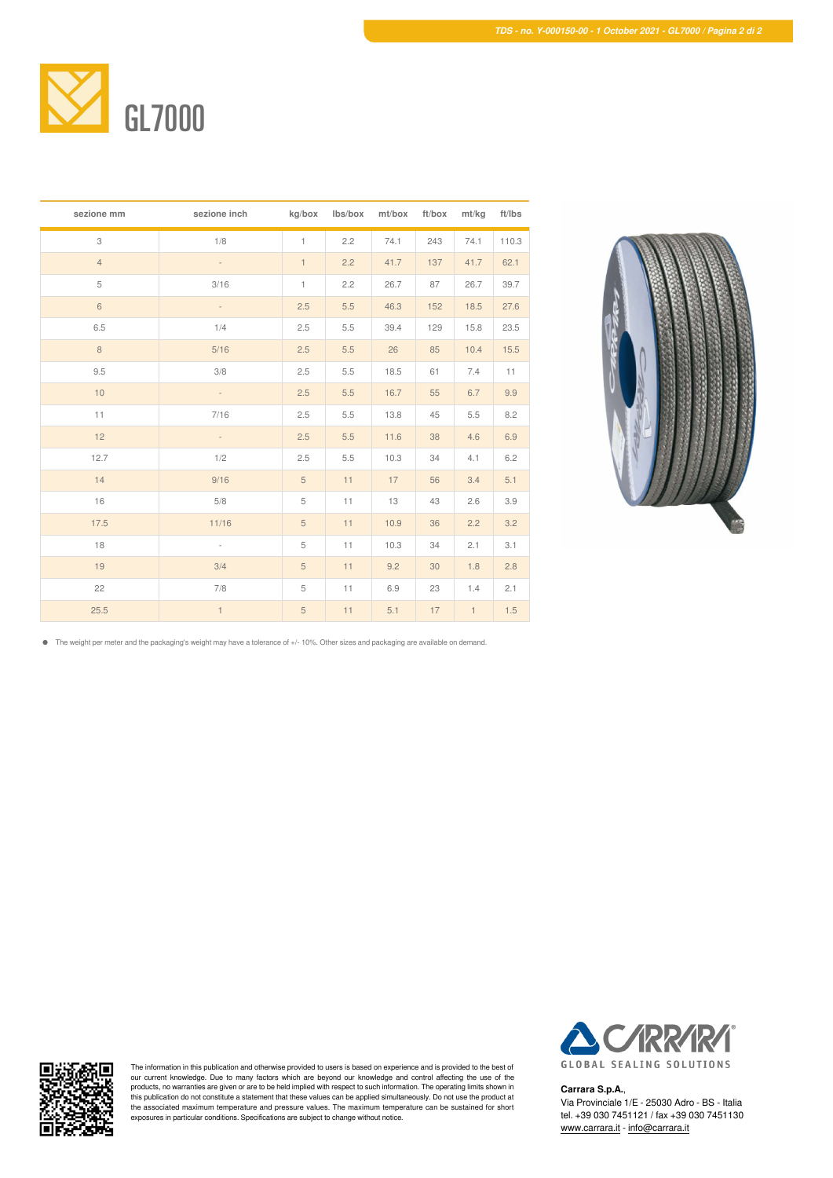# GL7000

| sezione mm | sezione inch | kg/box | lbs/box | mt/box | ft/box | mt/kg | ft/lbs |
|---|---|---|---|---|---|---|---|
| 3 | 1/8 | 1 | 2.2 | 74.1 | 243 | 74.1 | 110.3 |
| 4 | - | 1 | 2.2 | 41.7 | 137 | 41.7 | 62.1 |
| 5 | 3/16 | 1 | 2.2 | 26.7 | 87 | 26.7 | 39.7 |
| 6 | - | 2.5 | 5.5 | 46.3 | 152 | 18.5 | 27.6 |
| 6.5 | 1/4 | 2.5 | 5.5 | 39.4 | 129 | 15.8 | 23.5 |
| 8 | 5/16 | 2.5 | 5.5 | 26 | 85 | 10.4 | 15.5 |
| 9.5 | 3/8 | 2.5 | 5.5 | 18.5 | 61 | 7.4 | 11 |
| 10 | - | 2.5 | 5.5 | 16.7 | 55 | 6.7 | 9.9 |
| 11 | 7/16 | 2.5 | 5.5 | 13.8 | 45 | 5.5 | 8.2 |
| 12 | - | 2.5 | 5.5 | 11.6 | 38 | 4.6 | 6.9 |
| 12.7 | 1/2 | 2.5 | 5.5 | 10.3 | 34 | 4.1 | 6.2 |
| 14 | 9/16 | 5 | 11 | 17 | 56 | 3.4 | 5.1 |
| 16 | 5/8 | 5 | 11 | 13 | 43 | 2.6 | 3.9 |
| 17.5 | 11/16 | 5 | 11 | 10.9 | 36 | 2.2 | 3.2 |
| 18 | - | 5 | 11 | 10.3 | 34 | 2.1 | 3.1 |
| 19 | 3/4 | 5 | 11 | 9.2 | 30 | 1.8 | 2.8 |
| 22 | 7/8 | 5 | 11 | 6.9 | 23 | 1.4 | 2.1 |
| 25.5 | 1 | 5 | 11 | 5.1 | 17 | 1 | 1.5 |

- The weight per meter and the packaging's weight may have a tolerance of +/- 10%. Other sizes and packaging are available on demand.

The information in this publication and otherwise provided to users is based on experience and is provided to the best of our current knowledge. Due to many factors which are beyond our knowledge and control affecting the use of the products, no warranties are given or are to be held implied with respect to such information. The operating limits shown in this publication do not constitute a statement that these values can be applied simultaneously. Do not use the product at the associated maximum temperature and pressure values. The maximum temperature can be sustained for short exposures in particular conditions. Specifications are subject to change without notice.

CARRARA®
GLOBAL SEALING SOLUTIONS

**Carrara S.p.A.**,
Via Provinciale 1/E - 25030 Adro - BS - Italia
tel. +39 030 7451121 / fax +39 030 7451130
www.carrara.it - info@carrara.it